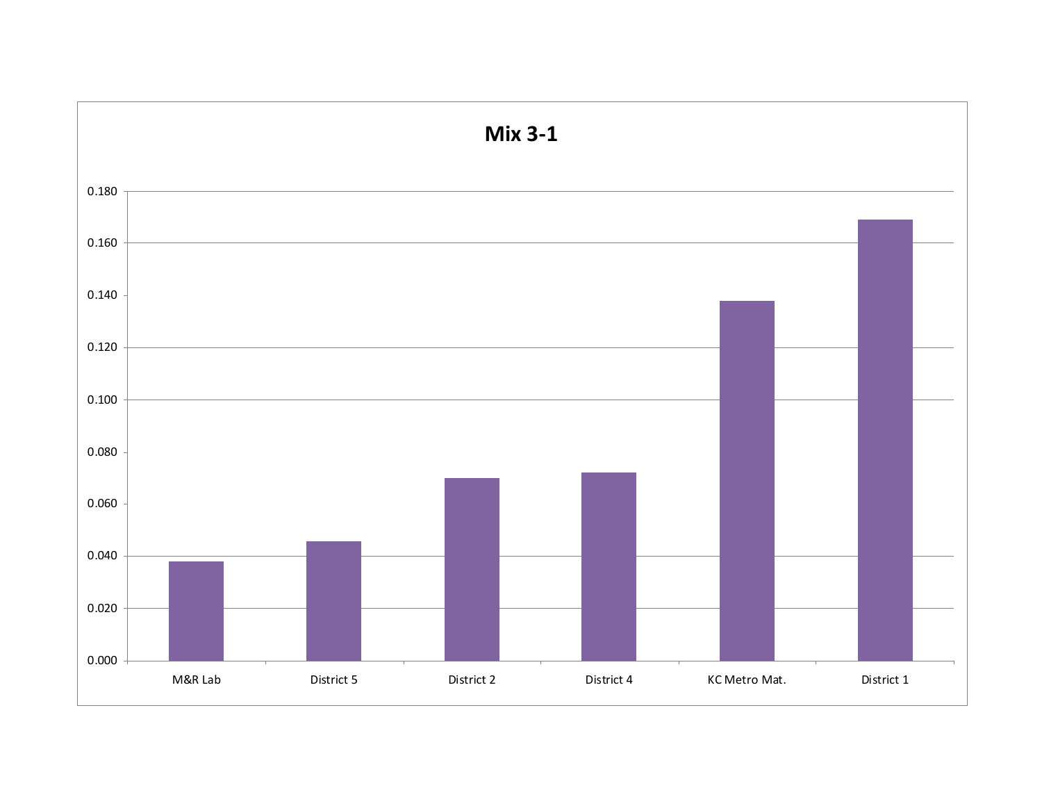# Mix 3-1

| Location | Value |
|---|---|
| M&R Lab | 0.038 |
| District 5 | 0.046 |
| District 2 | 0.070 |
| District 4 | 0.072 |
| KC Metro Mat. | 0.138 |
| District 1 | 0.169 |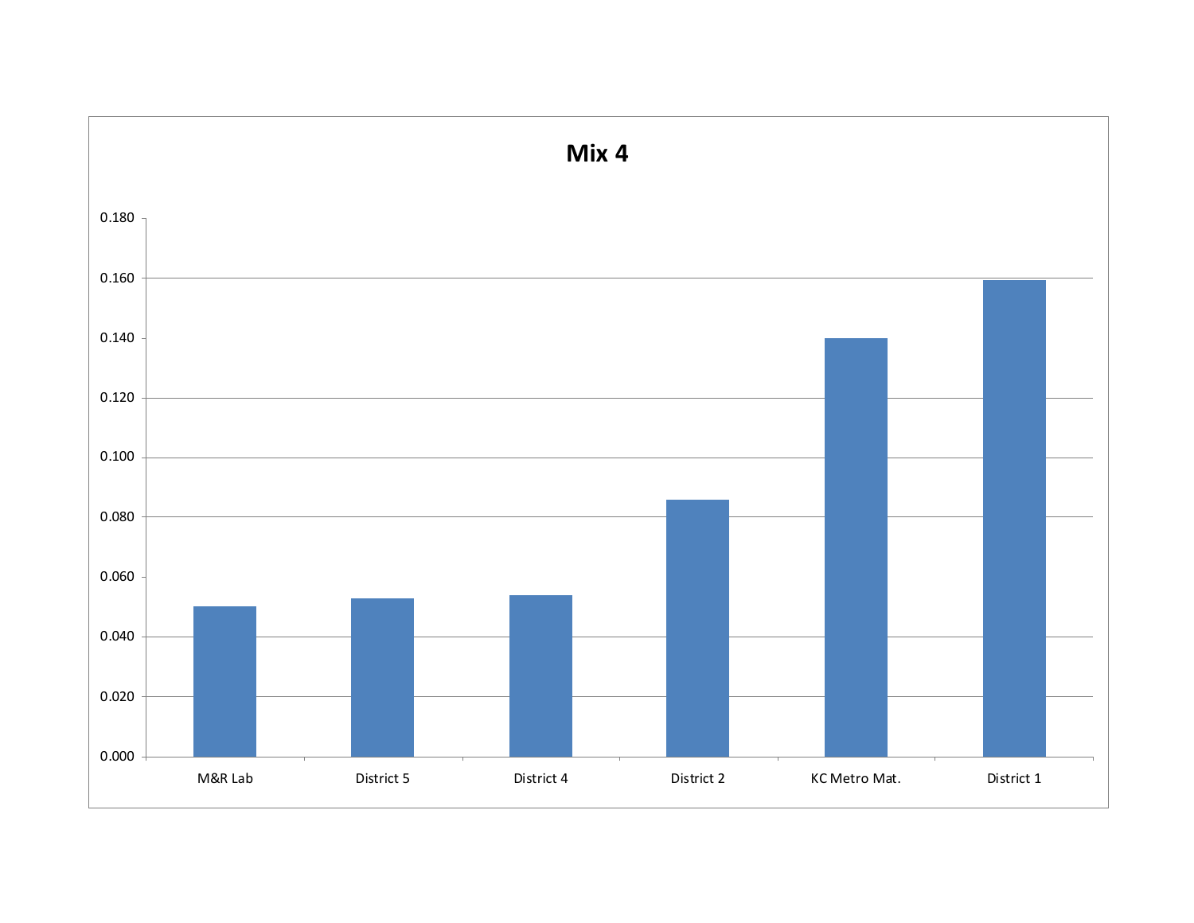# Mix 4

| Location | Value |
|---|---|
| M&R Lab | 0.050 |
| District 5 | 0.053 |
| District 4 | 0.054 |
| District 2 | 0.086 |
| KC Metro Mat. | 0.140 |
| District 1 | 0.159 |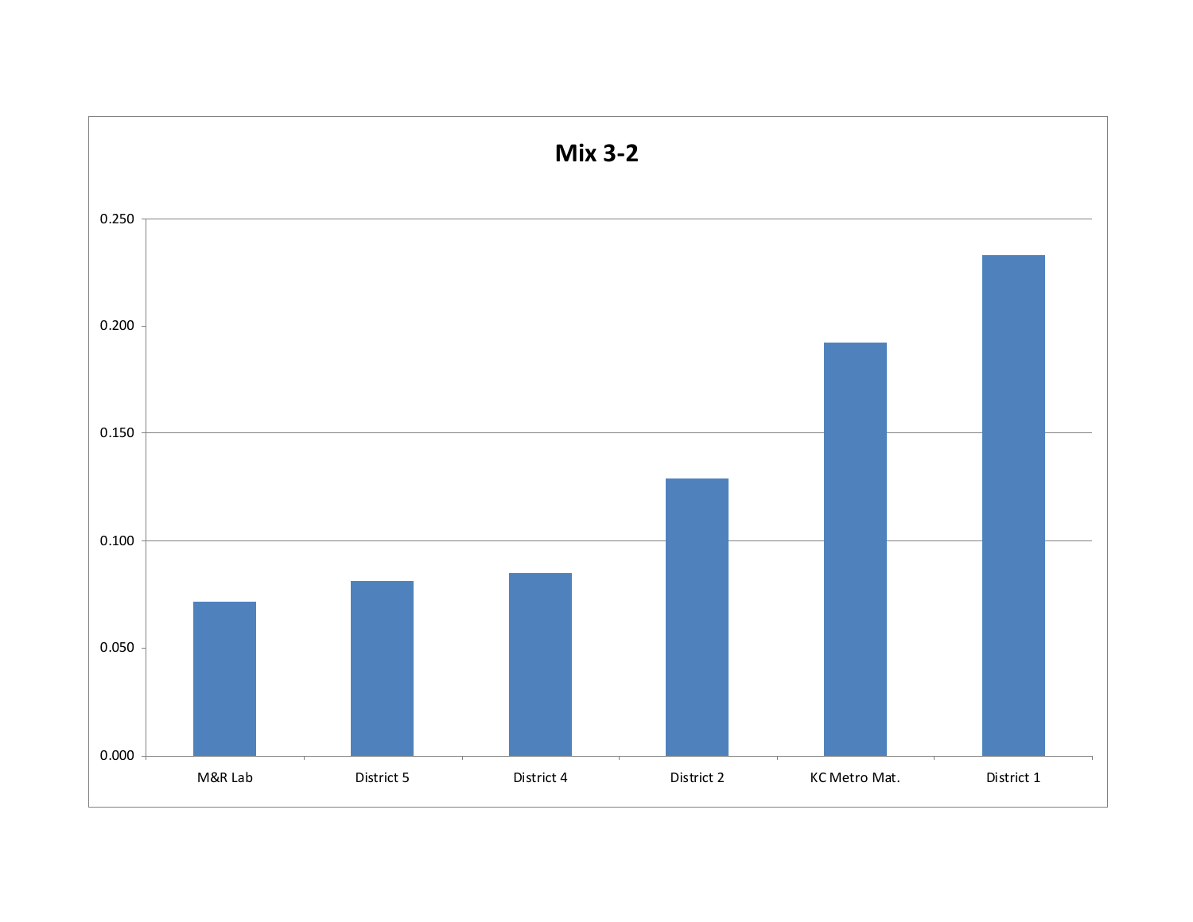## Mix 3-2

| Lab | Value |
|---|---|
| M&R Lab | ~0.071 |
| District 5 | ~0.081 |
| District 4 | ~0.085 |
| District 2 | ~0.129 |
| KC Metro Mat. | ~0.192 |
| District 1 | ~0.233 |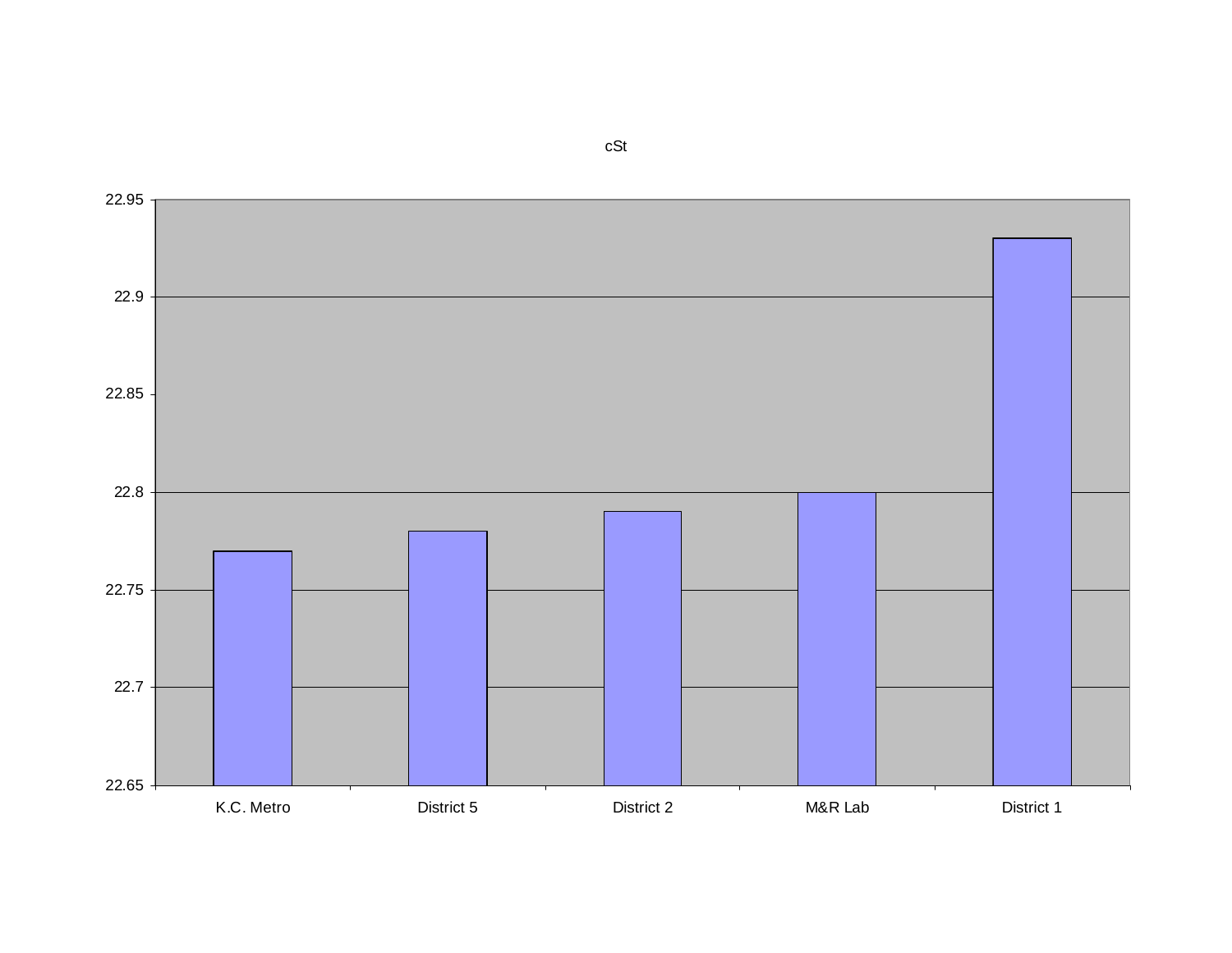cSt

22.95
22.9
22.85
22.8
22.75
22.7
22.65

K.C. Metro | District 5 | District 2 | M&R Lab | District 1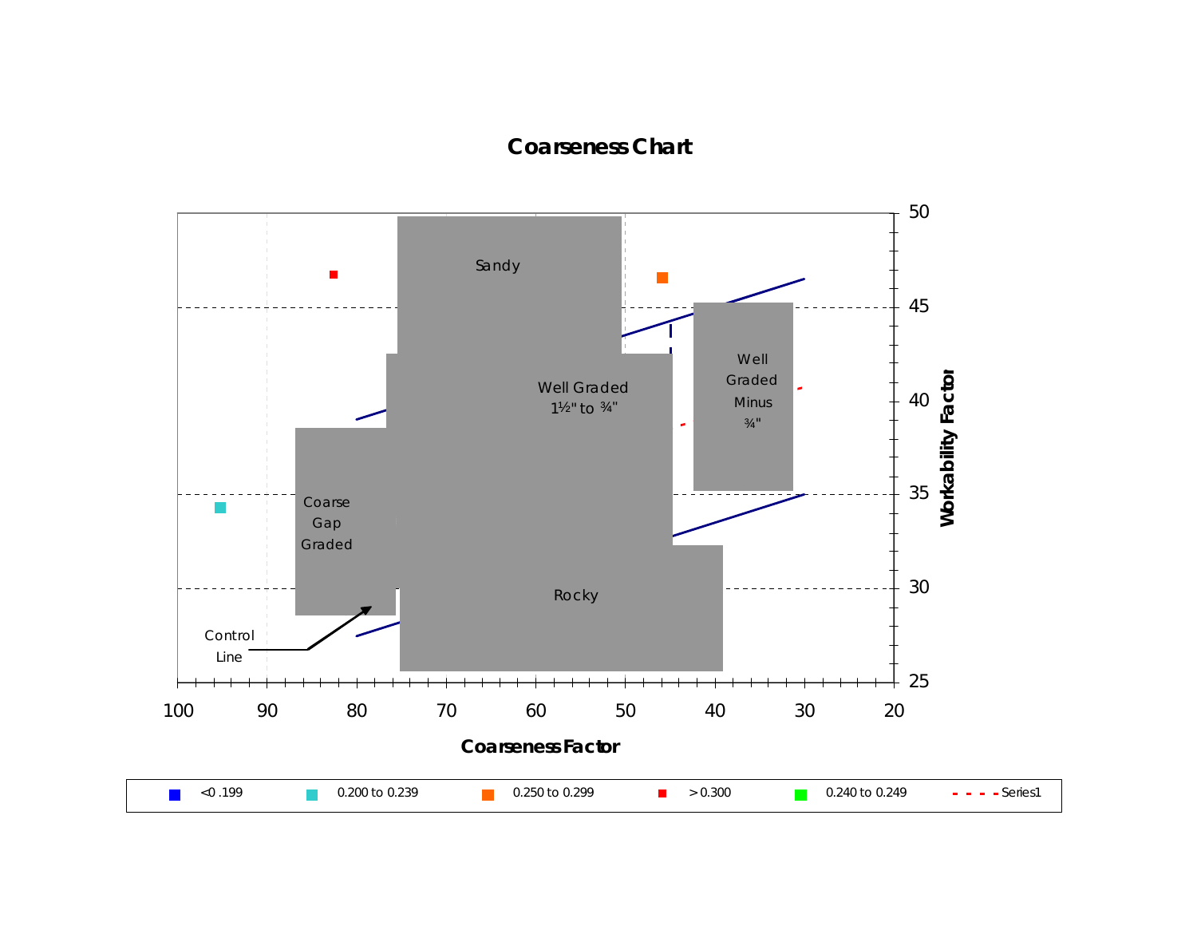# Coarseness Chart

Sandy

Well Graded 1½" to ¾"

Well Graded Minus ¾"

Coarse Gap Graded

Rocky

Control Line

Workability Factor (y-axis): 25, 30, 35, 40, 45, 50

Coarseness Factor (x-axis): 100, 90, 80, 70, 60, 50, 40, 30, 20

Legend:

- <0 .199
- 0.200 to 0.239
- 0.250 to 0.299
- > 0.300
- 0.240 to 0.249
- Series1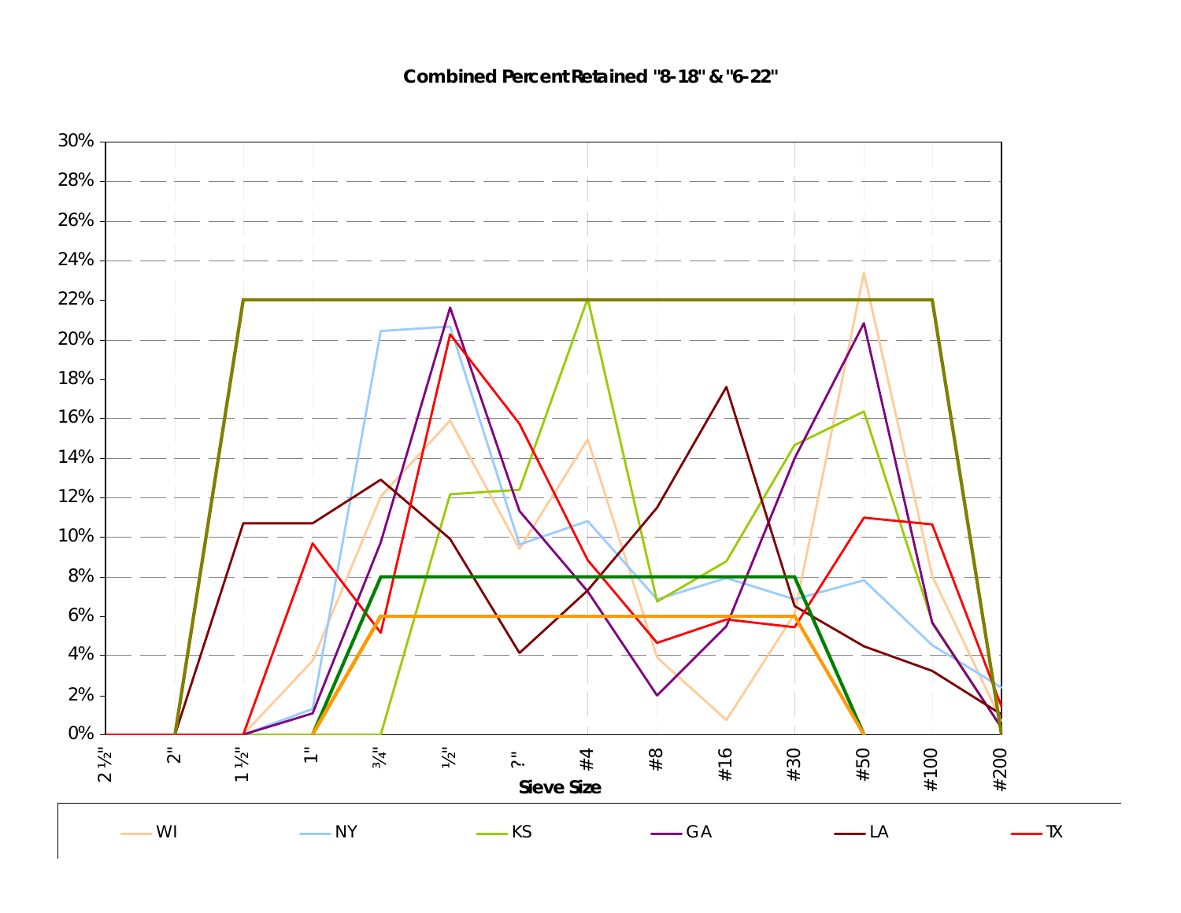**Combined Percent Retained "8-18" & "6-22"**

30%
28%
26%
24%
22%
20%
18%
16%
14%
12%
10%
8%
6%
4%
2%
0%

2 ½" 2" 1 ½" 1" ¾" ½" ?" #4 #8 #16 #30 #50 #100 #200

**Sieve Size**

WI NY KS GA LA TX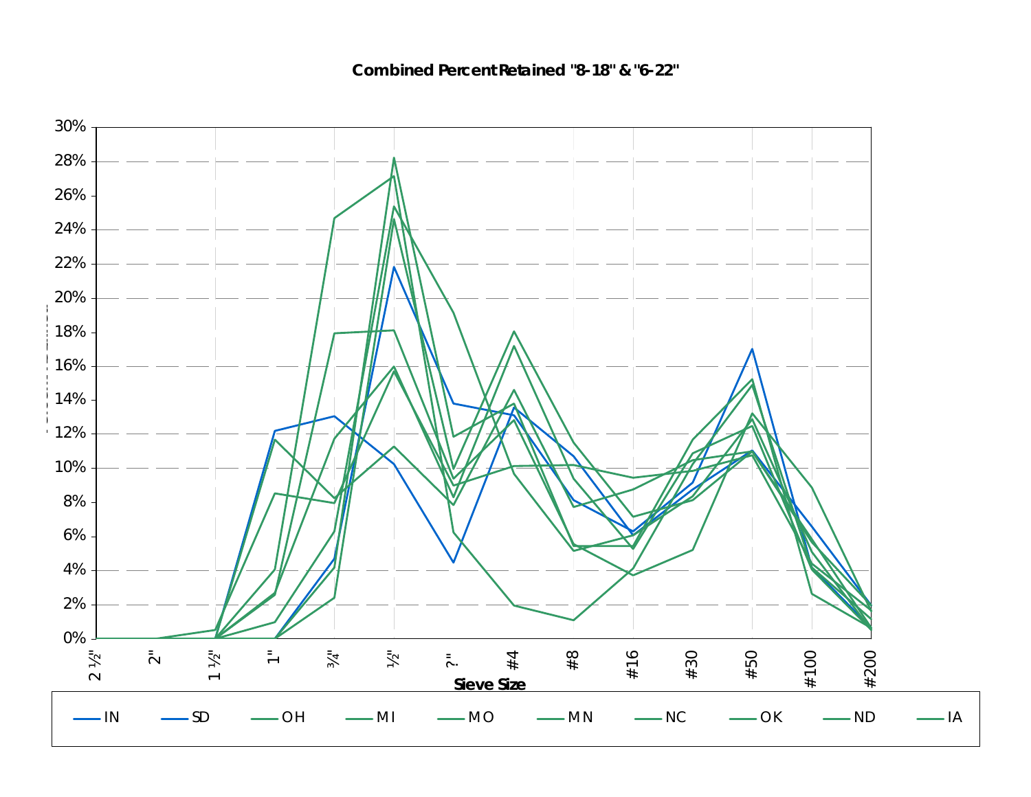Combined Percent Retained "8-18" & "6-22"

30%
28%
26%
24%
22%
20%
18%
16%
14%
12%
10%
8%
6%
4%
2%
0%

2 ½" 2" 1 ½" 1" ¾" ½" ?" #4 #8 #16 #30 #50 #100 #200

Sieve Size

IN SD OH MI MO MN NC OK ND IA